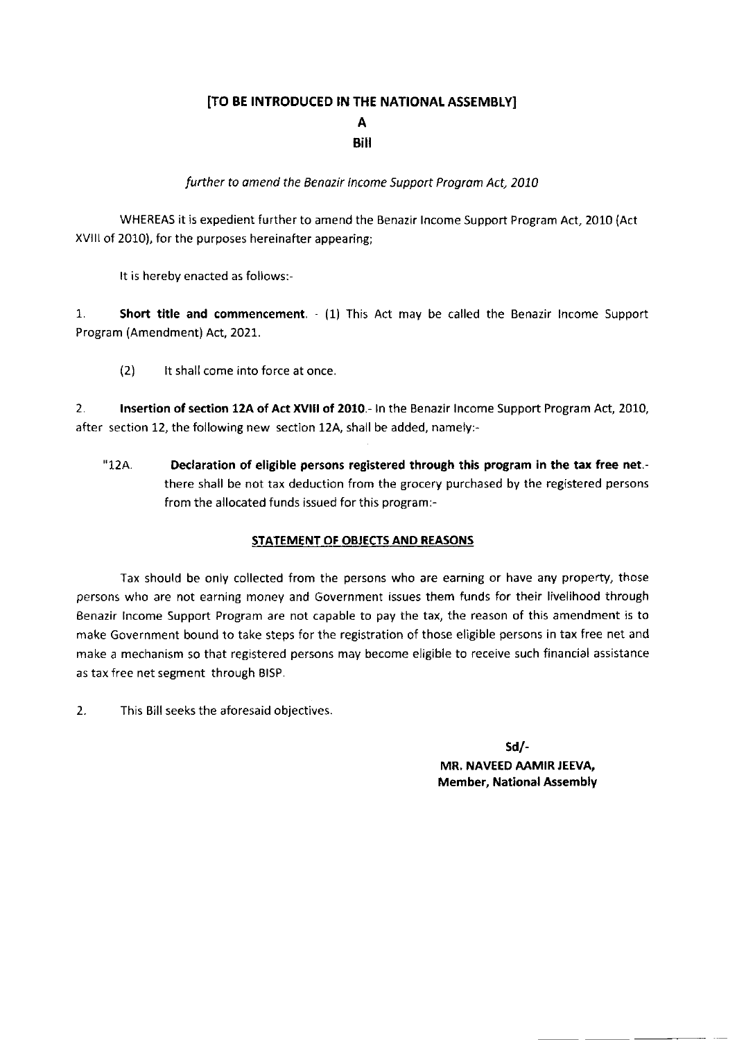**[TO BE INTRODUCED IN THE NATIONAL ASSEMBLY]**

**A**

**Bill**

*further to amend the Benazir Income Support Program Act, 2010*

WHEREAS it is expedient further to amend the Benazir Income Support Program Act, 2010 (Act XVIII of 2010), for the purposes hereinafter appearing;

It is hereby enacted as follows:-

1. **Short title and commencement**. - (1) This Act may be called the Benazir Income Support Program (Amendment) Act, 2021.

(2) It shall come into force at once.

2. **Insertion of section 12A of Act XVIII of 2010**.- In the Benazir Income Support Program Act, 2010, after section 12, the following new section 12A, shall be added, namely:-

"12A. **Declaration of eligible persons registered through this program in the tax free net**.- there shall be not tax deduction from the grocery purchased by the registered persons from the allocated funds issued for this program:-

**STATEMENT OF OBJECTS AND REASONS**

Tax should be only collected from the persons who are earning or have any property, those persons who are not earning money and Government issues them funds for their livelihood through Benazir Income Support Program are not capable to pay the tax, the reason of this amendment is to make Government bound to take steps for the registration of those eligible persons in tax free net and make a mechanism so that registered persons may become eligible to receive such financial assistance as tax free net segment through BISP.

2. This Bill seeks the aforesaid objectives.

**Sd/-**

**MR. NAVEED AAMIR JEEVA,**

**Member, National Assembly**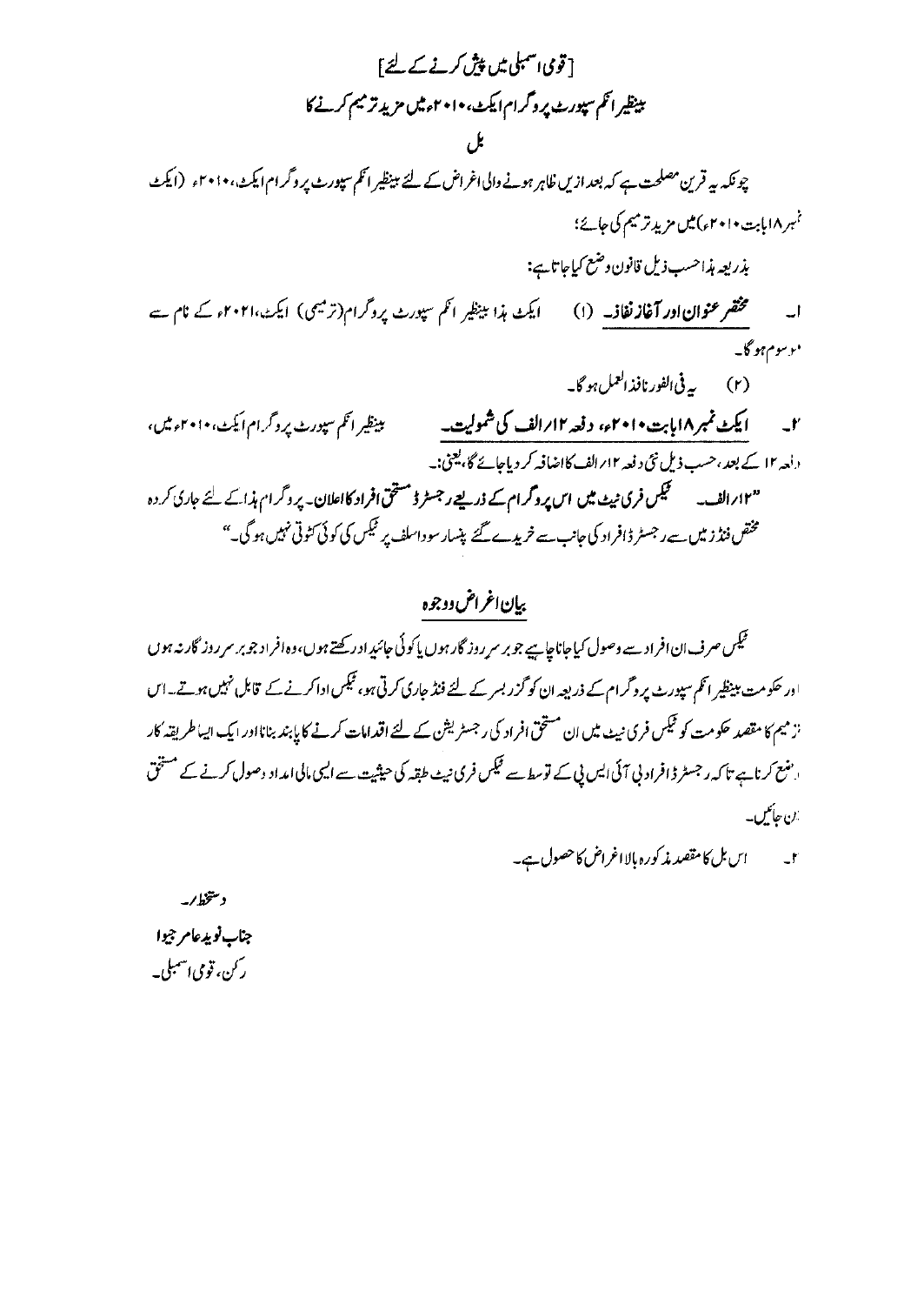[قومی اسمبلی میں پیش کرنے کے لئے]

## بینظیر انکم سپورٹ پروگرام ایکٹ، ۲۰۱۰ء میں مزید ترمیم کرنے کا

## بل

چونکہ یہ قرین مصلحت ہے کہ بعد ازیں ظاہر ہونے والی اغراض کے لئے بینظیر انکم سپورٹ پروگرام ایکٹ، ۲۰۱۰ء (ایکٹ نمبر ۱۸ بابت ۲۰۱۰ء) میں مزید ترمیم کی جائے؛

بذریعہ ہذا حسب ذیل قانون وضع کیا جاتا ہے:

۱۔ **مختصر عنوان اور آغاز نفاذ۔** (۱) ایکٹ ہذا بینظیر انکم سپورٹ پروگرام (ترمیمی) ایکٹ، ۲۰۲۱ء کے نام سے موسوم ہوگا۔

(۲) یہ فی الفور نافذ العمل ہوگا۔

۲۔ **ایکٹ نمبر ۱۸ بابت ۲۰۱۰ء، دفعہ ۱۲/الف کی شمولیت۔** بینظیر انکم سپورٹ پروگرام ایکٹ، ۲۰۱۰ء میں، دفعہ ۱۲ کے بعد، حسب ذیل نئی دفعہ ۱۲/الف کا اضافہ کر دیا جائے گا، یعنی:-

"۱۲/الف۔ **ٹیکس فری نیٹ میں اس پروگرام کے ذریعے رجسٹرڈ مستحق افراد کا اعلان۔** پروگرام ہذا کے لئے جاری کردہ مختص فنڈز میں سے رجسٹرڈ افراد کی جانب سے خریدے گئے پنسار سودا سلف پر ٹیکس کی کوئی کٹوتی نہیں ہوگی۔"

## بیان اغراض و وجوہ

ٹیکس صرف ان افراد سے وصول کیا جانا چاہیے جو برسر روزگار ہوں یا کوئی جائیداد رکھتے ہوں، وہ افراد جو برسر روزگار نہ ہوں اور حکومت بینظیر انکم سپورٹ پروگرام کے ذریعہ ان کو گزر بسر کے لئے فنڈ جاری کرتی ہو، ٹیکس ادا کرنے کے قابل نہیں ہوتے۔ اس ترمیم کا مقصد حکومت کو ٹیکس فری نیٹ میں ان مستحق افراد کی رجسٹریشن کے لئے اقدامات کرنے کا پابند بنانا اور ایک ایسا طریقہ کار وضع کرنا ہے تاکہ رجسٹرڈ افراد بی آئی ایس پی کے توسط سے ٹیکس فری نیٹ طبقہ کی حیثیت سے ایسی مالی امداد وصول کرنے کے مستحق بن جائیں۔

۲۔ اس بل کا مقصد مذکورہ بالا اغراض کا حصول ہے۔

دستخط/-

جناب نوید عامر جیوا

رکن، قومی اسمبلی۔